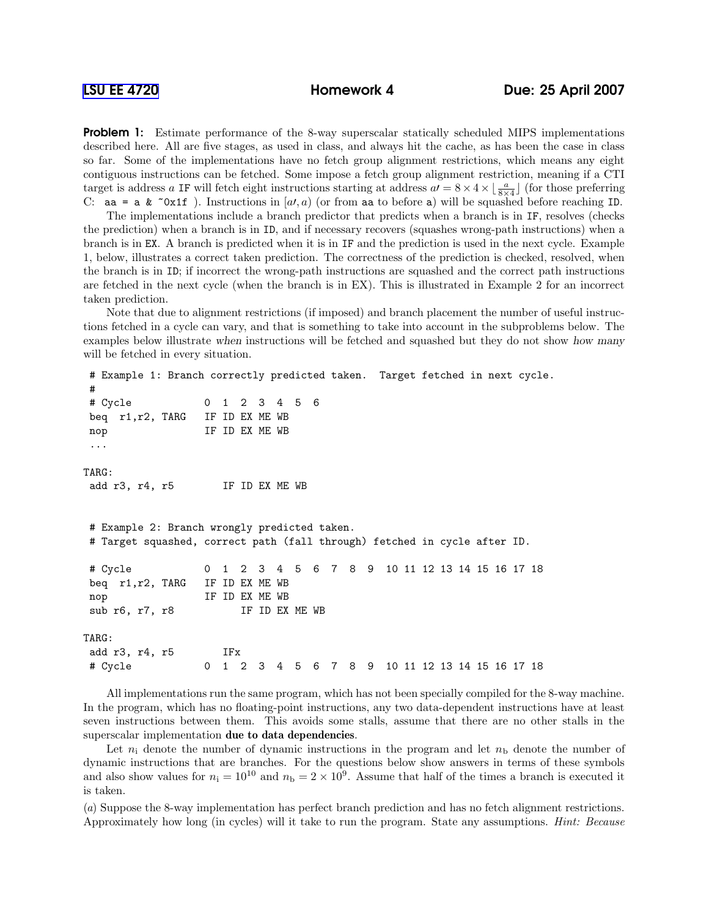# LSU EE 4720 — Homework 4 — Due: 25 April 2007

**Problem 1:** Estimate performance of the 8-way superscalar statically scheduled MIPS implementations described here. All are five stages, as used in class, and always hit the cache, as has been the case in class so far. Some of the implementations have no fetch group alignment restrictions, which means any eight contiguous instructions can be fetched. Some impose a fetch group alignment restriction, meaning if a CTI target is address $a$ IF will fetch eight instructions starting at address $a\prime = 8 \times 4 \times \lfloor \frac{a}{8\times 4} \rfloor$ (for those preferring C: `aa = a & ~0x1f` ). Instructions in $[a\prime, a)$ (or from `aa` to before `a`) will be squashed before reaching ID.

The implementations include a branch predictor that predicts when a branch is in IF, resolves (checks the prediction) when a branch is in ID, and if necessary recovers (squashes wrong-path instructions) when a branch is in EX. A branch is predicted when it is in IF and the prediction is used in the next cycle. Example 1, below, illustrates a correct taken prediction. The correctness of the prediction is checked, resolved, when the branch is in ID; if incorrect the wrong-path instructions are squashed and the correct path instructions are fetched in the next cycle (when the branch is in EX). This is illustrated in Example 2 for an incorrect taken prediction.

Note that due to alignment restrictions (if imposed) and branch placement the number of useful instructions fetched in a cycle can vary, and that is something to take into account in the subproblems below. The examples below illustrate *when* instructions will be fetched and squashed but they do not show *how many* will be fetched in every situation.

```
 # Example 1: Branch correctly predicted taken.  Target fetched in next cycle.
 #
 # Cycle            0  1  2  3  4  5  6
 beq  r1,r2, TARG   IF ID EX ME WB
 nop                IF ID EX ME WB
 ...

TARG:
 add r3, r4, r5        IF ID EX ME WB


 # Example 2: Branch wrongly predicted taken.
 # Target squashed, correct path (fall through) fetched in cycle after ID.

 # Cycle            0  1  2  3  4  5  6  7  8  9  10 11 12 13 14 15 16 17 18
 beq  r1,r2, TARG   IF ID EX ME WB
 nop                IF ID EX ME WB
 sub r6, r7, r8           IF ID EX ME WB

TARG:
 add r3, r4, r5        IFx
 # Cycle            0  1  2  3  4  5  6  7  8  9  10 11 12 13 14 15 16 17 18
```

All implementations run the same program, which has not been specially compiled for the 8-way machine. In the program, which has no floating-point instructions, any two data-dependent instructions have at least seven instructions between them. This avoids some stalls, assume that there are no other stalls in the superscalar implementation **due to data dependencies**.

Let $n_{\text{i}}$ denote the number of dynamic instructions in the program and let $n_{\text{b}}$ denote the number of dynamic instructions that are branches. For the questions below show answers in terms of these symbols and also show values for $n_{\text{i}} = 10^{10}$ and $n_{\text{b}} = 2 \times 10^{9}$. Assume that half of the times a branch is executed it is taken.

(*a*) Suppose the 8-way implementation has perfect branch prediction and has no fetch alignment restrictions. Approximately how long (in cycles) will it take to run the program. State any assumptions. *Hint: Because*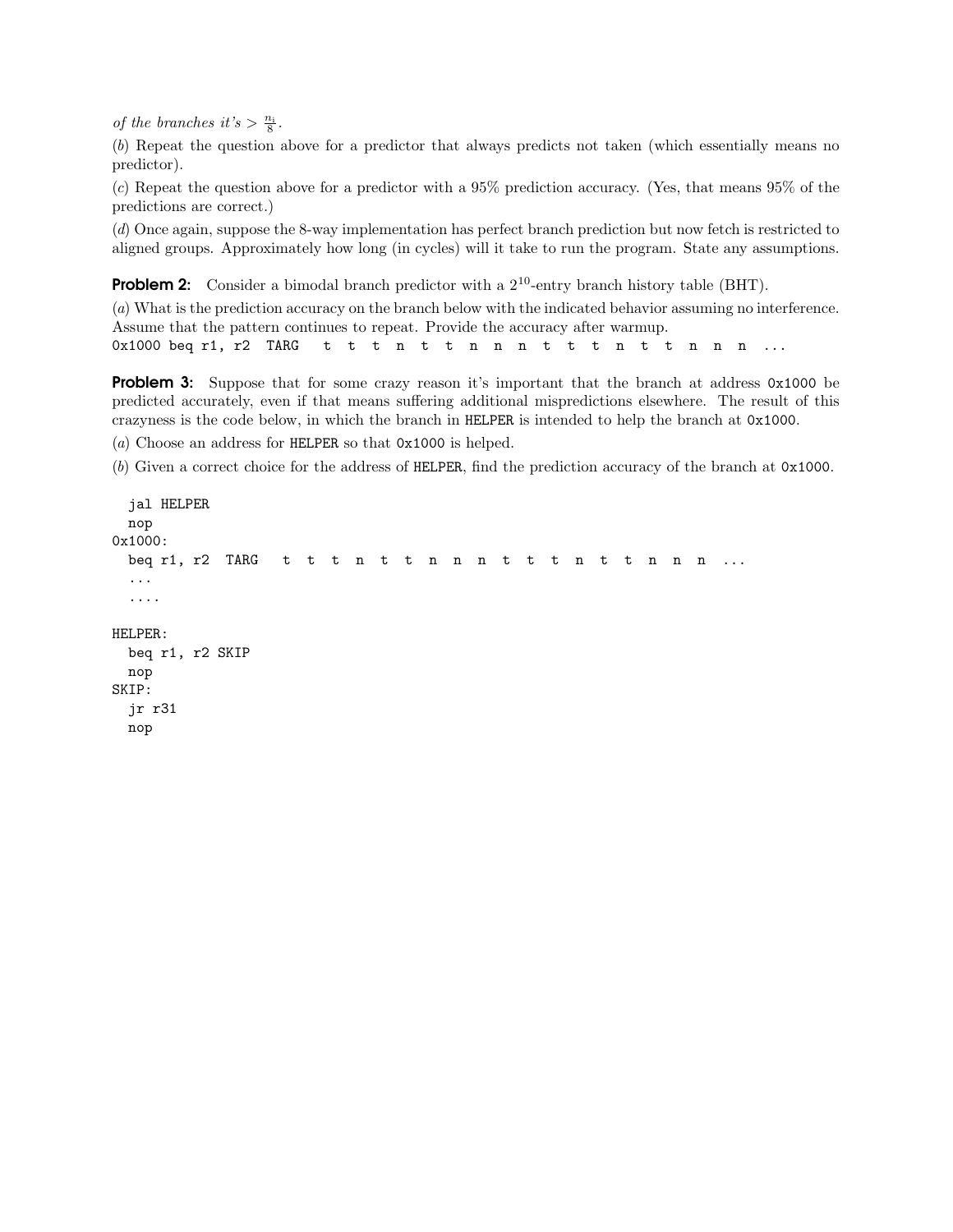*of the branches it's* $> \frac{n_i}{8}$.

(*b*) Repeat the question above for a predictor that always predicts not taken (which essentially means no predictor).

(*c*) Repeat the question above for a predictor with a 95% prediction accuracy. (Yes, that means 95% of the predictions are correct.)

(*d*) Once again, suppose the 8-way implementation has perfect branch prediction but now fetch is restricted to aligned groups. Approximately how long (in cycles) will it take to run the program. State any assumptions.

**Problem 2:** Consider a bimodal branch predictor with a $2^{10}$-entry branch history table (BHT).

(*a*) What is the prediction accuracy on the branch below with the indicated behavior assuming no interference. Assume that the pattern continues to repeat. Provide the accuracy after warmup.

```
0x1000 beq r1, r2  TARG   t  t  t  n  t  t  n  n  n  t  t  t  n  t  t  n  n  n  ...
```

**Problem 3:** Suppose that for some crazy reason it's important that the branch at address `0x1000` be predicted accurately, even if that means suffering additional mispredictions elsewhere. The result of this crazyness is the code below, in which the branch in `HELPER` is intended to help the branch at `0x1000`.

(*a*) Choose an address for `HELPER` so that `0x1000` is helped.

(*b*) Given a correct choice for the address of `HELPER`, find the prediction accuracy of the branch at `0x1000`.

```
  jal HELPER
  nop
0x1000:
  beq r1, r2  TARG   t  t  t  n  t  t  n  n  n  t  t  t  n  t  t  n  n  n  ...
  ...
  ....

HELPER:
  beq r1, r2 SKIP
  nop
SKIP:
  jr r31
  nop
```